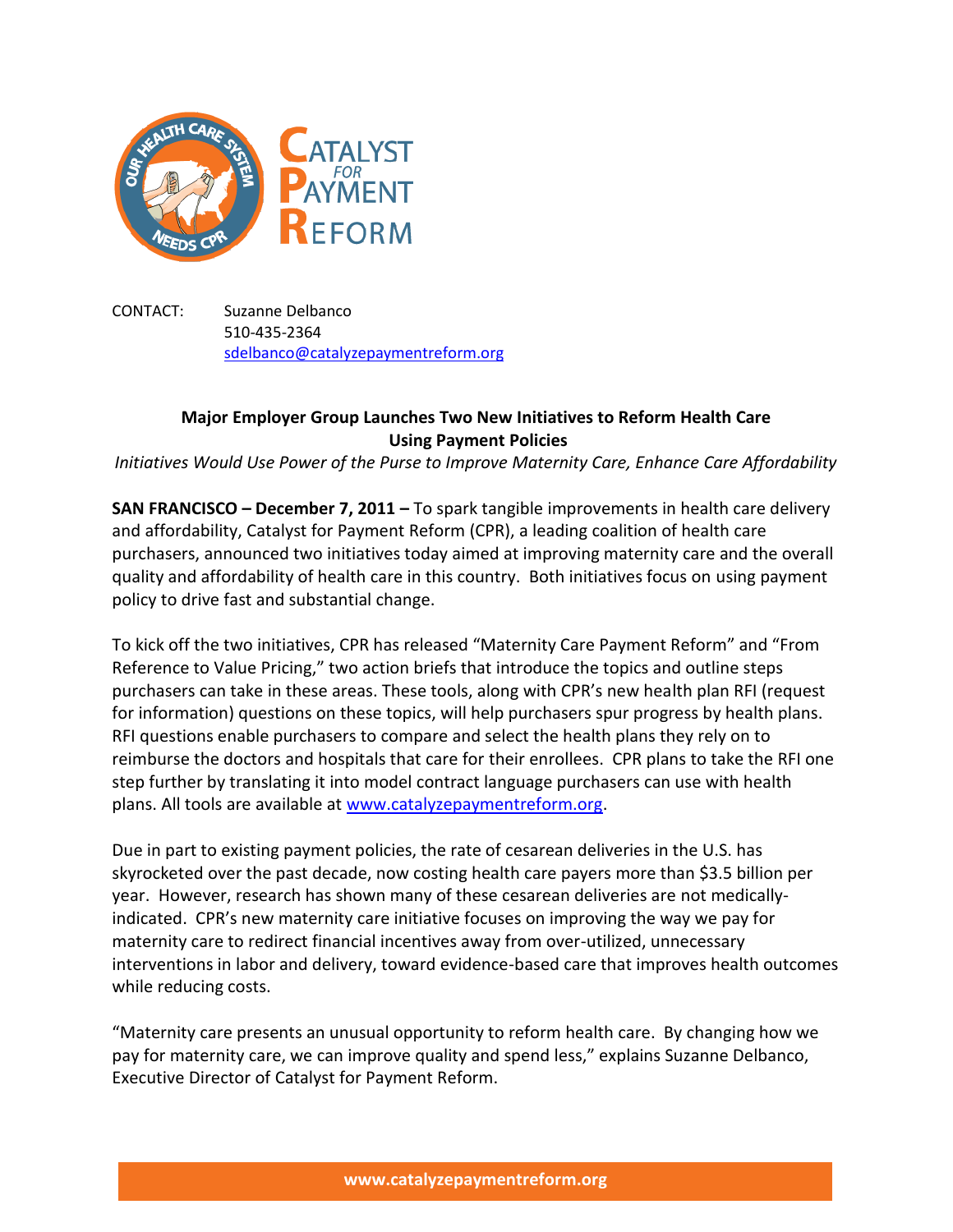CONTACT: Suzanne Delbanco
510-435-2364
sdelbanco@catalyzepaymentreform.org

**Major Employer Group Launches Two New Initiatives to Reform Health Care Using Payment Policies**

*Initiatives Would Use Power of the Purse to Improve Maternity Care, Enhance Care Affordability*

**SAN FRANCISCO – December 7, 2011 –** To spark tangible improvements in health care delivery and affordability, Catalyst for Payment Reform (CPR), a leading coalition of health care purchasers, announced two initiatives today aimed at improving maternity care and the overall quality and affordability of health care in this country. Both initiatives focus on using payment policy to drive fast and substantial change.

To kick off the two initiatives, CPR has released "Maternity Care Payment Reform" and "From Reference to Value Pricing," two action briefs that introduce the topics and outline steps purchasers can take in these areas. These tools, along with CPR's new health plan RFI (request for information) questions on these topics, will help purchasers spur progress by health plans. RFI questions enable purchasers to compare and select the health plans they rely on to reimburse the doctors and hospitals that care for their enrollees. CPR plans to take the RFI one step further by translating it into model contract language purchasers can use with health plans. All tools are available at www.catalyzepaymentreform.org.

Due in part to existing payment policies, the rate of cesarean deliveries in the U.S. has skyrocketed over the past decade, now costing health care payers more than $3.5 billion per year. However, research has shown many of these cesarean deliveries are not medically-indicated. CPR's new maternity care initiative focuses on improving the way we pay for maternity care to redirect financial incentives away from over-utilized, unnecessary interventions in labor and delivery, toward evidence-based care that improves health outcomes while reducing costs.

"Maternity care presents an unusual opportunity to reform health care. By changing how we pay for maternity care, we can improve quality and spend less," explains Suzanne Delbanco, Executive Director of Catalyst for Payment Reform.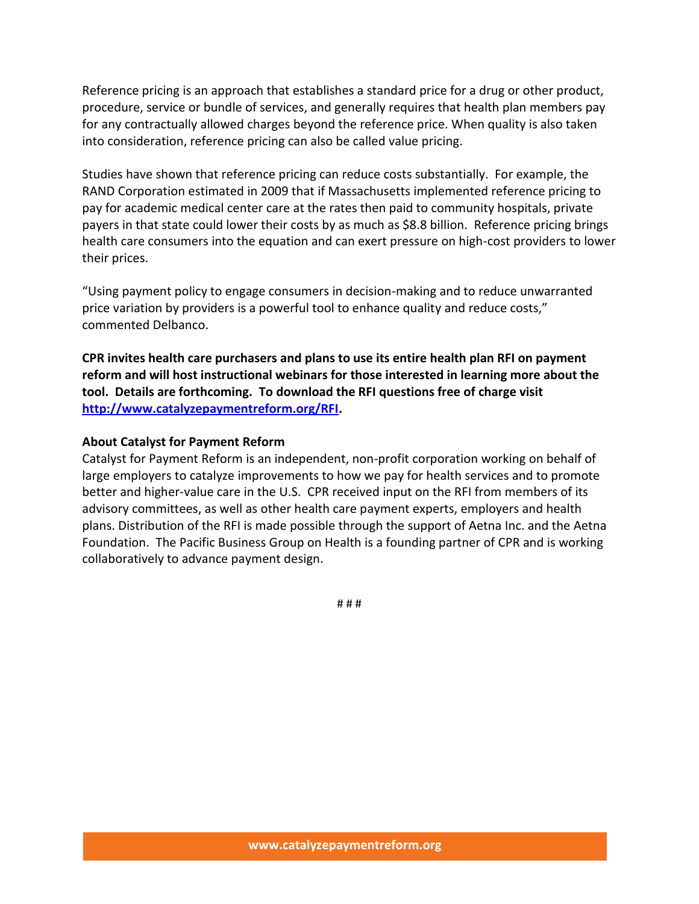Reference pricing is an approach that establishes a standard price for a drug or other product, procedure, service or bundle of services, and generally requires that health plan members pay for any contractually allowed charges beyond the reference price. When quality is also taken into consideration, reference pricing can also be called value pricing.

Studies have shown that reference pricing can reduce costs substantially. For example, the RAND Corporation estimated in 2009 that if Massachusetts implemented reference pricing to pay for academic medical center care at the rates then paid to community hospitals, private payers in that state could lower their costs by as much as $8.8 billion. Reference pricing brings health care consumers into the equation and can exert pressure on high-cost providers to lower their prices.

"Using payment policy to engage consumers in decision-making and to reduce unwarranted price variation by providers is a powerful tool to enhance quality and reduce costs," commented Delbanco.

**CPR invites health care purchasers and plans to use its entire health plan RFI on payment reform and will host instructional webinars for those interested in learning more about the tool. Details are forthcoming. To download the RFI questions free of charge visit [http://www.catalyzepaymentreform.org/RFI](http://www.catalyzepaymentreform.org/RFI).**

**About Catalyst for Payment Reform**

Catalyst for Payment Reform is an independent, non-profit corporation working on behalf of large employers to catalyze improvements to how we pay for health services and to promote better and higher-value care in the U.S. CPR received input on the RFI from members of its advisory committees, as well as other health care payment experts, employers and health plans. Distribution of the RFI is made possible through the support of Aetna Inc. and the Aetna Foundation. The Pacific Business Group on Health is a founding partner of CPR and is working collaboratively to advance payment design.

# # #